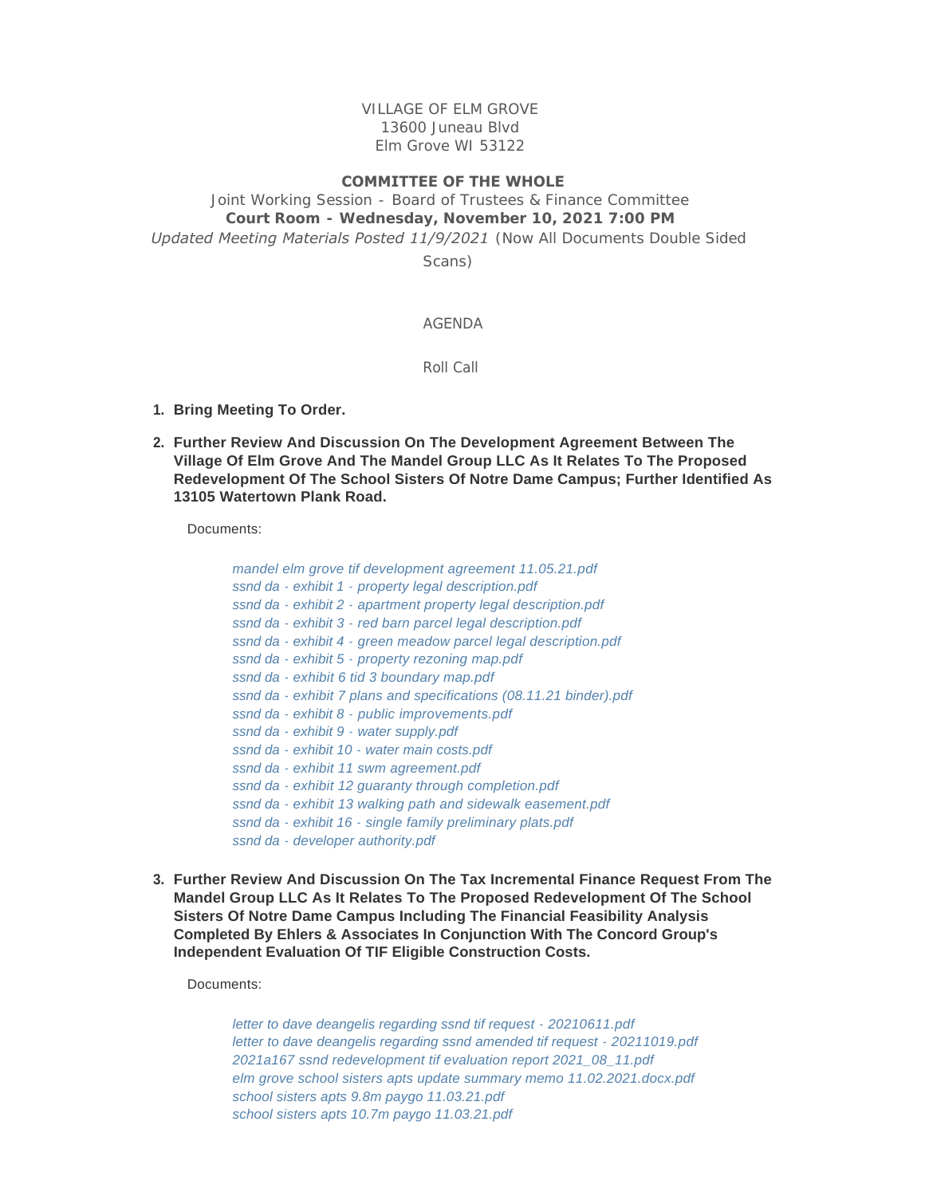VILLAGE OF ELM GROVE
13600 Juneau Blvd
Elm Grove WI 53122

**COMMITTEE OF THE WHOLE**

Joint Working Session - Board of Trustees & Finance Committee

**Court Room - Wednesday, November 10, 2021 7:00 PM**

*Updated Meeting Materials Posted 11/9/2021* (Now All Documents Double Sided Scans)

AGENDA

Roll Call

1. **Bring Meeting To Order.**

2. **Further Review And Discussion On The Development Agreement Between The Village Of Elm Grove And The Mandel Group LLC As It Relates To The Proposed Redevelopment Of The School Sisters Of Notre Dame Campus; Further Identified As 13105 Watertown Plank Road.**

   Documents:

   *mandel elm grove tif development agreement 11.05.21.pdf*
   *ssnd da - exhibit 1 - property legal description.pdf*
   *ssnd da - exhibit 2 - apartment property legal description.pdf*
   *ssnd da - exhibit 3 - red barn parcel legal description.pdf*
   *ssnd da - exhibit 4 - green meadow parcel legal description.pdf*
   *ssnd da - exhibit 5 - property rezoning map.pdf*
   *ssnd da - exhibit 6 tid 3 boundary map.pdf*
   *ssnd da - exhibit 7 plans and specifications (08.11.21 binder).pdf*
   *ssnd da - exhibit 8 - public improvements.pdf*
   *ssnd da - exhibit 9 - water supply.pdf*
   *ssnd da - exhibit 10 - water main costs.pdf*
   *ssnd da - exhibit 11 swm agreement.pdf*
   *ssnd da - exhibit 12 guaranty through completion.pdf*
   *ssnd da - exhibit 13 walking path and sidewalk easement.pdf*
   *ssnd da - exhibit 16 - single family preliminary plats.pdf*
   *ssnd da - developer authority.pdf*

3. **Further Review And Discussion On The Tax Incremental Finance Request From The Mandel Group LLC As It Relates To The Proposed Redevelopment Of The School Sisters Of Notre Dame Campus Including The Financial Feasibility Analysis Completed By Ehlers & Associates In Conjunction With The Concord Group's Independent Evaluation Of TIF Eligible Construction Costs.**

   Documents:

   *letter to dave deangelis regarding ssnd tif request - 20210611.pdf*
   *letter to dave deangelis regarding ssnd amended tif request - 20211019.pdf*
   *2021a167 ssnd redevelopment tif evaluation report 2021_08_11.pdf*
   *elm grove school sisters apts update summary memo 11.02.2021.docx.pdf*
   *school sisters apts 9.8m paygo 11.03.21.pdf*
   *school sisters apts 10.7m paygo 11.03.21.pdf*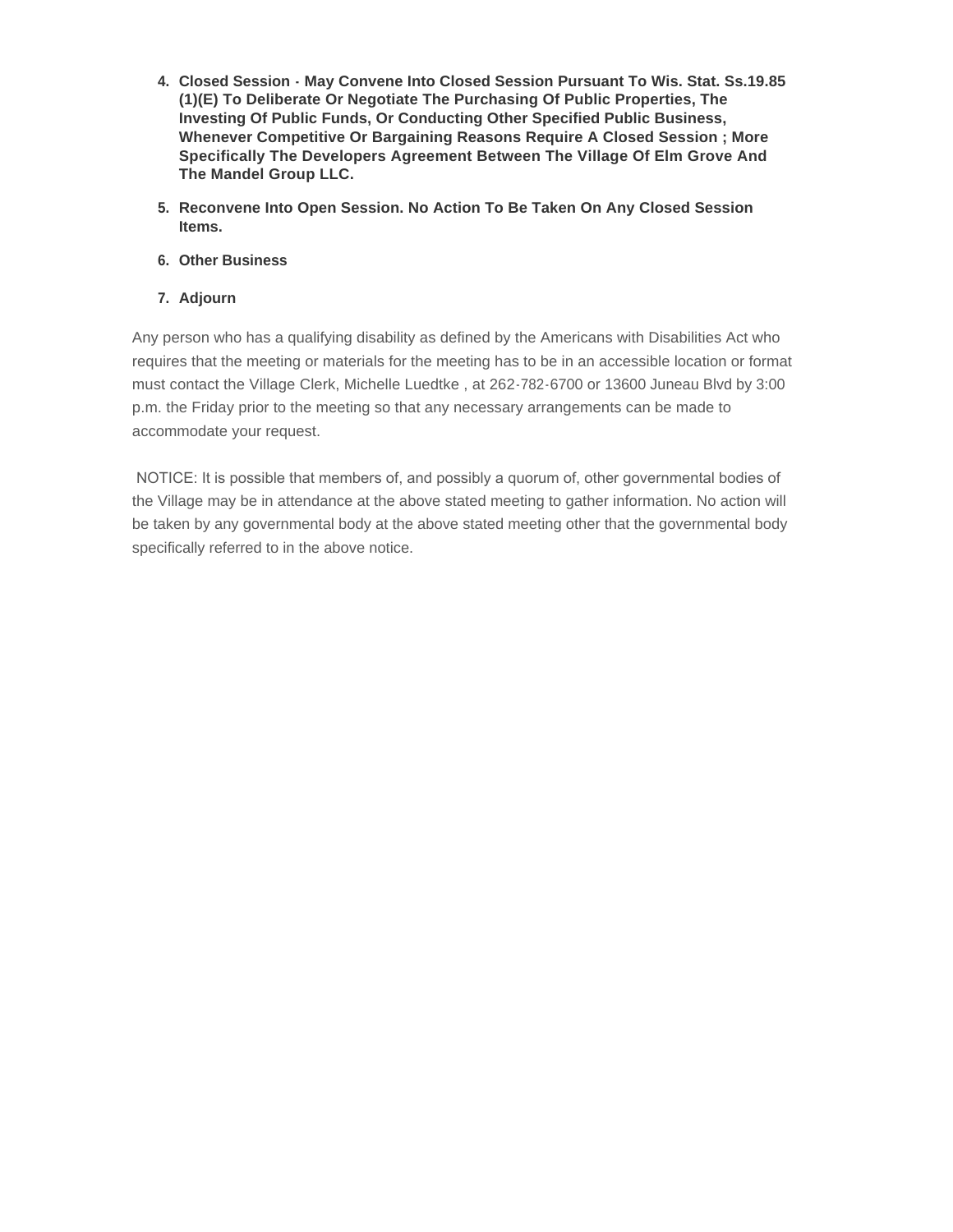4. **Closed Session - May Convene Into Closed Session Pursuant To Wis. Stat. Ss.19.85 (1)(E) To Deliberate Or Negotiate The Purchasing Of Public Properties, The Investing Of Public Funds, Or Conducting Other Specified Public Business, Whenever Competitive Or Bargaining Reasons Require A Closed Session ; More Specifically The Developers Agreement Between The Village Of Elm Grove And The Mandel Group LLC.**

5. **Reconvene Into Open Session. No Action To Be Taken On Any Closed Session Items.**

6. **Other Business**

7. **Adjourn**

Any person who has a qualifying disability as defined by the Americans with Disabilities Act who requires that the meeting or materials for the meeting has to be in an accessible location or format must contact the Village Clerk, Michelle Luedtke , at 262-782-6700 or 13600 Juneau Blvd by 3:00 p.m. the Friday prior to the meeting so that any necessary arrangements can be made to accommodate your request.

NOTICE: It is possible that members of, and possibly a quorum of, other governmental bodies of the Village may be in attendance at the above stated meeting to gather information. No action will be taken by any governmental body at the above stated meeting other that the governmental body specifically referred to in the above notice.